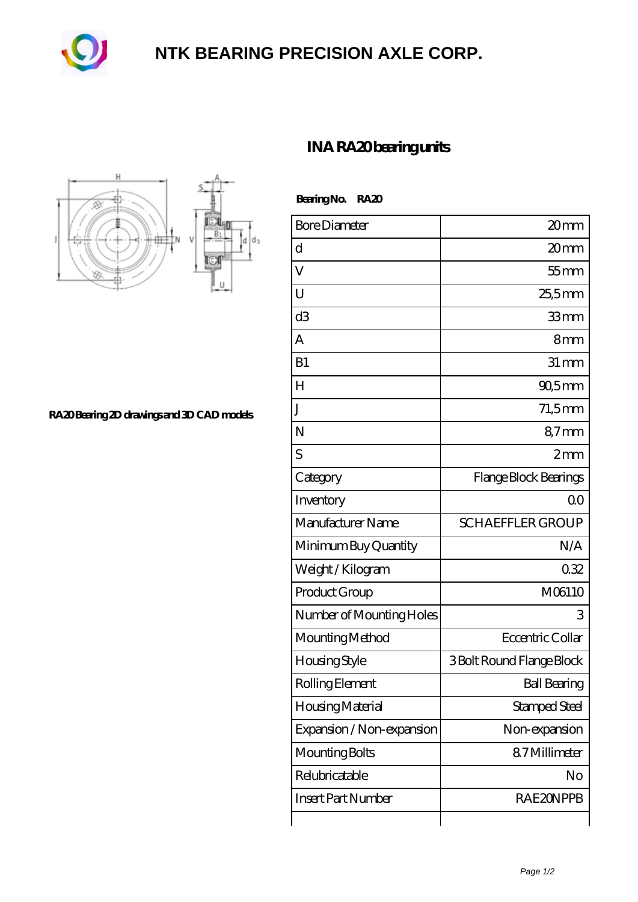# NTK BEARING PRECISION AXLE CORP.

## INA RA20 bearing units

RA20 Bearing 2D drawings and 3D CAD models

**Bearing No. RA20**

| | |
|---|---|
| Bore Diameter | 20 mm |
| d | 20 mm |
| V | 55 mm |
| U | 25,5 mm |
| d3 | 33 mm |
| A | 8 mm |
| B1 | 31 mm |
| H | 90,5 mm |
| J | 71,5 mm |
| N | 8,7 mm |
| S | 2 mm |
| Category | Flange Block Bearings |
| Inventory | 0.0 |
| Manufacturer Name | SCHAEFFLER GROUP |
| Minimum Buy Quantity | N/A |
| Weight / Kilogram | 0.32 |
| Product Group | M06110 |
| Number of Mounting Holes | 3 |
| Mounting Method | Eccentric Collar |
| Housing Style | 3 Bolt Round Flange Block |
| Rolling Element | Ball Bearing |
| Housing Material | Stamped Steel |
| Expansion / Non-expansion | Non-expansion |
| Mounting Bolts | 8.7 Millimeter |
| Relubricatable | No |
| Insert Part Number | RAE20NPPB |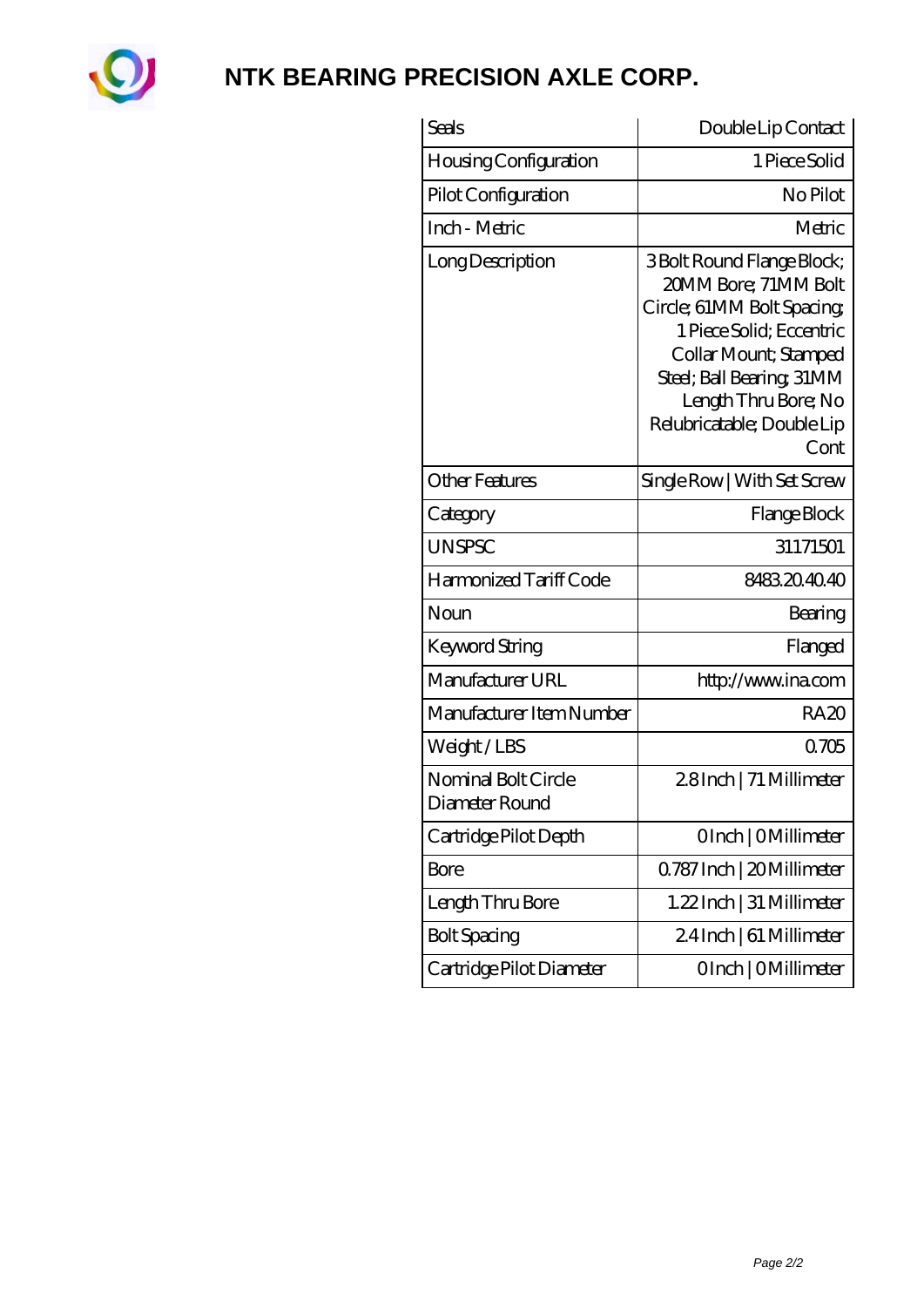| | |
|---|---|
| Seals | Double Lip Contact |
| Housing Configuration | 1 Piece Solid |
| Pilot Configuration | No Pilot |
| Inch - Metric | Metric |
| Long Description | 3 Bolt Round Flange Block; 20MM Bore; 71MM Bolt Circle; 61MM Bolt Spacing; 1 Piece Solid; Eccentric Collar Mount; Stamped Steel; Ball Bearing; 31MM Length Thru Bore; No Relubricatable; Double Lip Cont |
| Other Features | Single Row \| With Set Screw |
| Category | Flange Block |
| UNSPSC | 31171501 |
| Harmonized Tariff Code | 8483.20.40.40 |
| Noun | Bearing |
| Keyword String | Flanged |
| Manufacturer URL | http://www.ina.com |
| Manufacturer Item Number | RA20 |
| Weight / LBS | 0.705 |
| Nominal Bolt Circle Diameter Round | 2.8 Inch \| 71 Millimeter |
| Cartridge Pilot Depth | 0 Inch \| 0 Millimeter |
| Bore | 0.787 Inch \| 20 Millimeter |
| Length Thru Bore | 1.22 Inch \| 31 Millimeter |
| Bolt Spacing | 2.4 Inch \| 61 Millimeter |
| Cartridge Pilot Diameter | 0 Inch \| 0 Millimeter |